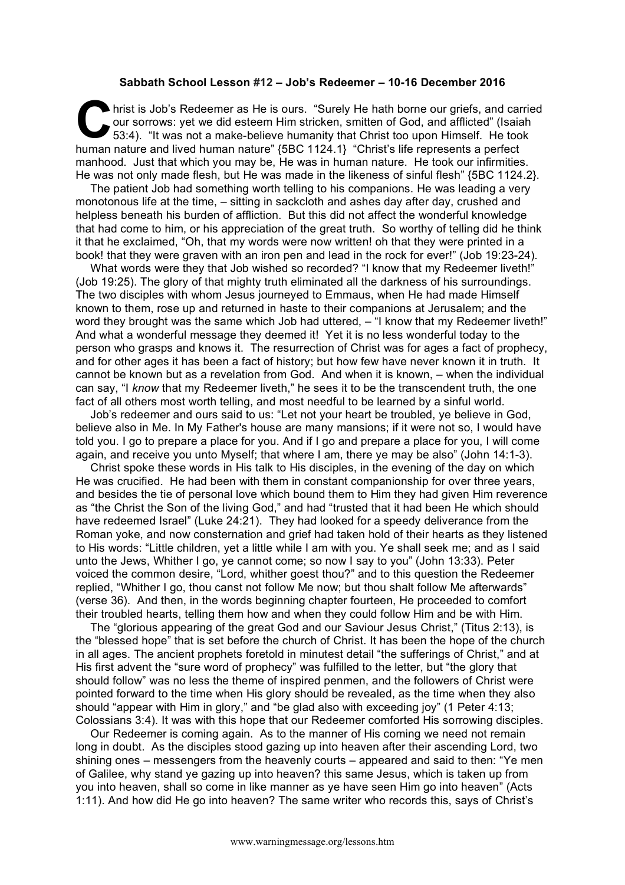**Sabbath School Lesson #12 – Job's Redeemer – 10-16 December 2016**

Christ is Job's Redeemer as He is ours. "Surely He hath borne our griefs, and carried our sorrows: yet we did esteem Him stricken, smitten of God, and afflicted" (Isaiah 53:4). "It was not a make-believe humanity that Christ too upon Himself. He took human nature and lived human nature" {5BC 1124.1} "Christ's life represents a perfect manhood. Just that which you may be, He was in human nature. He took our infirmities. He was not only made flesh, but He was made in the likeness of sinful flesh" {5BC 1124.2}.

The patient Job had something worth telling to his companions. He was leading a very monotonous life at the time, – sitting in sackcloth and ashes day after day, crushed and helpless beneath his burden of affliction. But this did not affect the wonderful knowledge that had come to him, or his appreciation of the great truth. So worthy of telling did he think it that he exclaimed, "Oh, that my words were now written! oh that they were printed in a book! that they were graven with an iron pen and lead in the rock for ever!" (Job 19:23-24).

What words were they that Job wished so recorded? "I know that my Redeemer liveth!" (Job 19:25). The glory of that mighty truth eliminated all the darkness of his surroundings. The two disciples with whom Jesus journeyed to Emmaus, when He had made Himself known to them, rose up and returned in haste to their companions at Jerusalem; and the word they brought was the same which Job had uttered, – "I know that my Redeemer liveth!" And what a wonderful message they deemed it! Yet it is no less wonderful today to the person who grasps and knows it. The resurrection of Christ was for ages a fact of prophecy, and for other ages it has been a fact of history; but how few have never known it in truth. It cannot be known but as a revelation from God. And when it is known, – when the individual can say, "I *know* that my Redeemer liveth," he sees it to be the transcendent truth, the one fact of all others most worth telling, and most needful to be learned by a sinful world.

Job's redeemer and ours said to us: "Let not your heart be troubled, ye believe in God, believe also in Me. In My Father's house are many mansions; if it were not so, I would have told you. I go to prepare a place for you. And if I go and prepare a place for you, I will come again, and receive you unto Myself; that where I am, there ye may be also" (John 14:1-3).

Christ spoke these words in His talk to His disciples, in the evening of the day on which He was crucified. He had been with them in constant companionship for over three years, and besides the tie of personal love which bound them to Him they had given Him reverence as "the Christ the Son of the living God," and had "trusted that it had been He which should have redeemed Israel" (Luke 24:21). They had looked for a speedy deliverance from the Roman yoke, and now consternation and grief had taken hold of their hearts as they listened to His words: "Little children, yet a little while I am with you. Ye shall seek me; and as I said unto the Jews, Whither I go, ye cannot come; so now I say to you" (John 13:33). Peter voiced the common desire, "Lord, whither goest thou?" and to this question the Redeemer replied, "Whither I go, thou canst not follow Me now; but thou shalt follow Me afterwards" (verse 36). And then, in the words beginning chapter fourteen, He proceeded to comfort their troubled hearts, telling them how and when they could follow Him and be with Him.

The "glorious appearing of the great God and our Saviour Jesus Christ," (Titus 2:13), is the "blessed hope" that is set before the church of Christ. It has been the hope of the church in all ages. The ancient prophets foretold in minutest detail "the sufferings of Christ," and at His first advent the "sure word of prophecy" was fulfilled to the letter, but "the glory that should follow" was no less the theme of inspired penmen, and the followers of Christ were pointed forward to the time when His glory should be revealed, as the time when they also should "appear with Him in glory," and "be glad also with exceeding joy" (1 Peter 4:13; Colossians 3:4). It was with this hope that our Redeemer comforted His sorrowing disciples.

Our Redeemer is coming again. As to the manner of His coming we need not remain long in doubt. As the disciples stood gazing up into heaven after their ascending Lord, two shining ones – messengers from the heavenly courts – appeared and said to then: "Ye men of Galilee, why stand ye gazing up into heaven? this same Jesus, which is taken up from you into heaven, shall so come in like manner as ye have seen Him go into heaven" (Acts 1:11). And how did He go into heaven? The same writer who records this, says of Christ's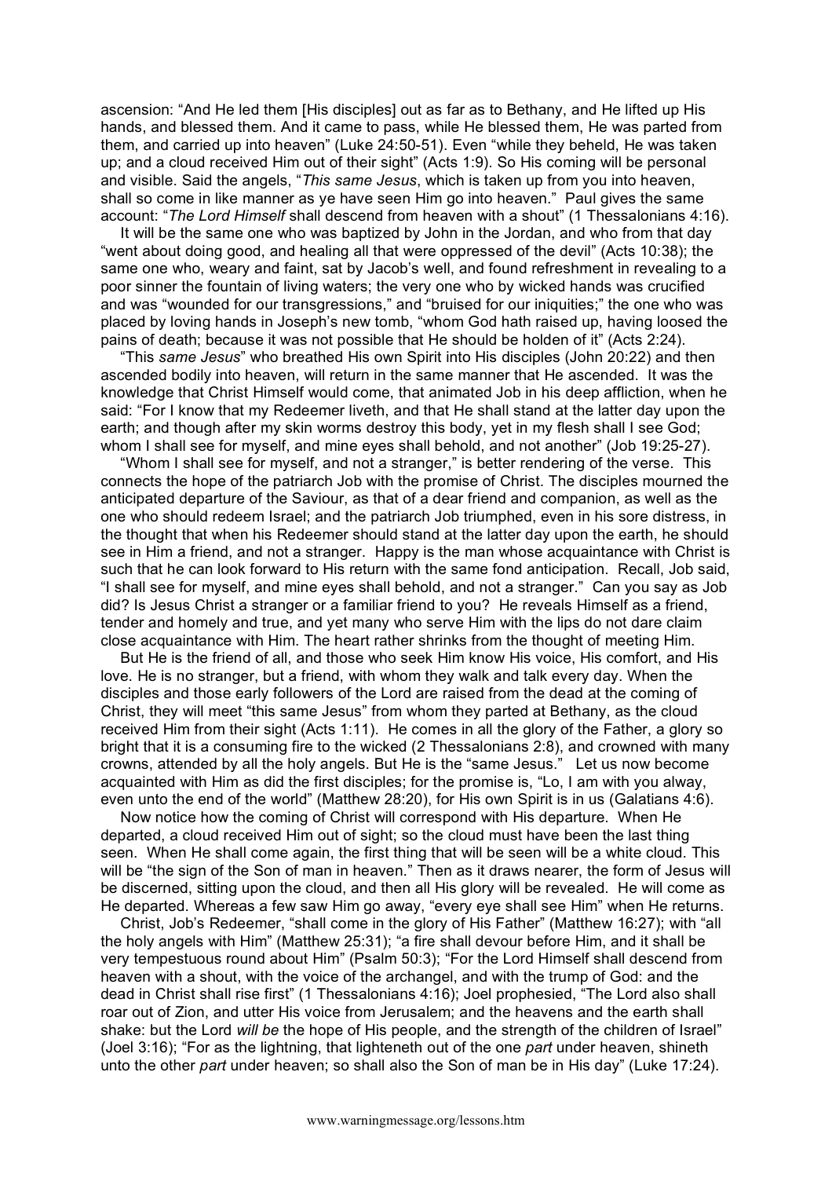ascension: "And He led them [His disciples] out as far as to Bethany, and He lifted up His hands, and blessed them. And it came to pass, while He blessed them, He was parted from them, and carried up into heaven" (Luke 24:50-51). Even "while they beheld, He was taken up; and a cloud received Him out of their sight" (Acts 1:9). So His coming will be personal and visible. Said the angels, "*This same Jesus*, which is taken up from you into heaven, shall so come in like manner as ye have seen Him go into heaven." Paul gives the same account: "*The Lord Himself* shall descend from heaven with a shout" (1 Thessalonians 4:16).

It will be the same one who was baptized by John in the Jordan, and who from that day "went about doing good, and healing all that were oppressed of the devil" (Acts 10:38); the same one who, weary and faint, sat by Jacob's well, and found refreshment in revealing to a poor sinner the fountain of living waters; the very one who by wicked hands was crucified and was "wounded for our transgressions," and "bruised for our iniquities;" the one who was placed by loving hands in Joseph's new tomb, "whom God hath raised up, having loosed the pains of death; because it was not possible that He should be holden of it" (Acts 2:24).

"This *same Jesus*" who breathed His own Spirit into His disciples (John 20:22) and then ascended bodily into heaven, will return in the same manner that He ascended. It was the knowledge that Christ Himself would come, that animated Job in his deep affliction, when he said: "For I know that my Redeemer liveth, and that He shall stand at the latter day upon the earth; and though after my skin worms destroy this body, yet in my flesh shall I see God; whom I shall see for myself, and mine eyes shall behold, and not another" (Job 19:25-27).

"Whom I shall see for myself, and not a stranger," is better rendering of the verse. This connects the hope of the patriarch Job with the promise of Christ. The disciples mourned the anticipated departure of the Saviour, as that of a dear friend and companion, as well as the one who should redeem Israel; and the patriarch Job triumphed, even in his sore distress, in the thought that when his Redeemer should stand at the latter day upon the earth, he should see in Him a friend, and not a stranger. Happy is the man whose acquaintance with Christ is such that he can look forward to His return with the same fond anticipation. Recall, Job said, "I shall see for myself, and mine eyes shall behold, and not a stranger." Can you say as Job did? Is Jesus Christ a stranger or a familiar friend to you? He reveals Himself as a friend, tender and homely and true, and yet many who serve Him with the lips do not dare claim close acquaintance with Him. The heart rather shrinks from the thought of meeting Him.

But He is the friend of all, and those who seek Him know His voice, His comfort, and His love. He is no stranger, but a friend, with whom they walk and talk every day. When the disciples and those early followers of the Lord are raised from the dead at the coming of Christ, they will meet "this same Jesus" from whom they parted at Bethany, as the cloud received Him from their sight (Acts 1:11). He comes in all the glory of the Father, a glory so bright that it is a consuming fire to the wicked (2 Thessalonians 2:8), and crowned with many crowns, attended by all the holy angels. But He is the "same Jesus." Let us now become acquainted with Him as did the first disciples; for the promise is, "Lo, I am with you alway, even unto the end of the world" (Matthew 28:20), for His own Spirit is in us (Galatians 4:6).

Now notice how the coming of Christ will correspond with His departure. When He departed, a cloud received Him out of sight; so the cloud must have been the last thing seen. When He shall come again, the first thing that will be seen will be a white cloud. This will be "the sign of the Son of man in heaven." Then as it draws nearer, the form of Jesus will be discerned, sitting upon the cloud, and then all His glory will be revealed. He will come as He departed. Whereas a few saw Him go away, "every eye shall see Him" when He returns.

Christ, Job's Redeemer, "shall come in the glory of His Father" (Matthew 16:27); with "all the holy angels with Him" (Matthew 25:31); "a fire shall devour before Him, and it shall be very tempestuous round about Him" (Psalm 50:3); "For the Lord Himself shall descend from heaven with a shout, with the voice of the archangel, and with the trump of God: and the dead in Christ shall rise first" (1 Thessalonians 4:16); Joel prophesied, "The Lord also shall roar out of Zion, and utter His voice from Jerusalem; and the heavens and the earth shall shake: but the Lord *will be* the hope of His people, and the strength of the children of Israel" (Joel 3:16); "For as the lightning, that lighteneth out of the one *part* under heaven, shineth unto the other *part* under heaven; so shall also the Son of man be in His day" (Luke 17:24).

www.warningmessage.org/lessons.htm